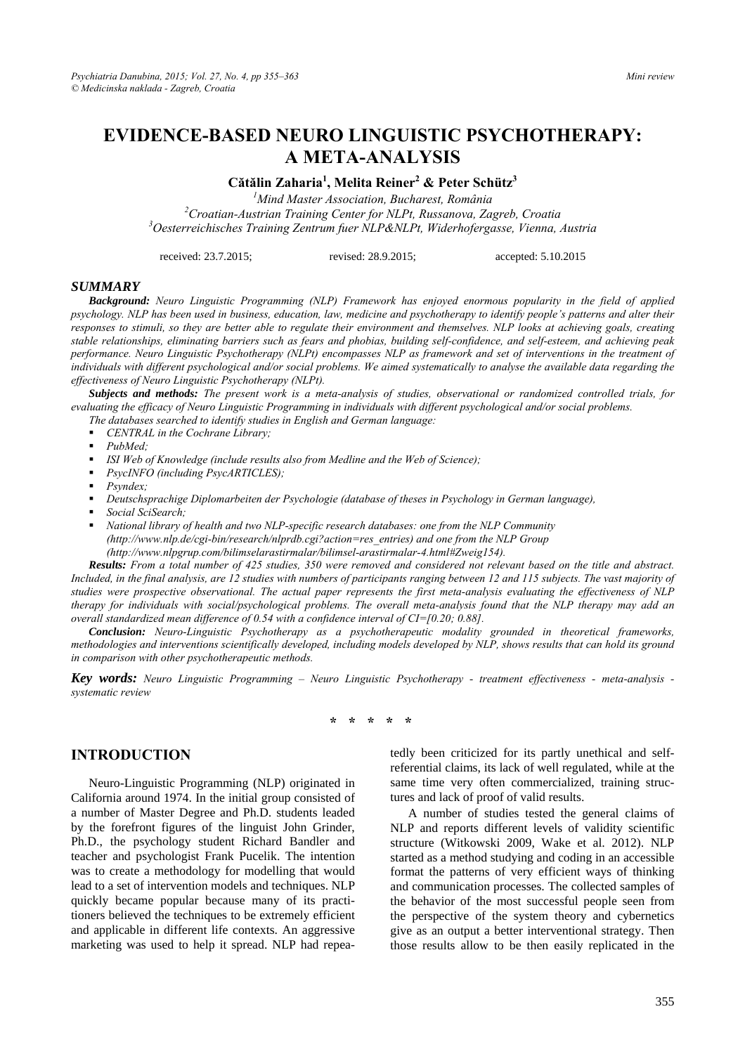# EVIDENCE-BASED NEURO LINGUISTIC PSYCHOTHERAPY: A META-ANALYSIS

**Cătălin Zaharia[1], Melita Reiner[2] & Peter Schütz[3]**

[1]*Mind Master Association, Bucharest, România*
[2]*Croatian-Austrian Training Center for NLPt, Russanova, Zagreb, Croatia*
[3]*Oesterreichisches Training Zentrum fuer NLP&NLPt, Widerhofergasse, Vienna, Austria*

received: 23.7.2015; revised: 28.9.2015; accepted: 5.10.2015

## SUMMARY

***Background:*** *Neuro Linguistic Programming (NLP) Framework has enjoyed enormous popularity in the field of applied psychology. NLP has been used in business, education, law, medicine and psychotherapy to identify people's patterns and alter their responses to stimuli, so they are better able to regulate their environment and themselves. NLP looks at achieving goals, creating stable relationships, eliminating barriers such as fears and phobias, building self-confidence, and self-esteem, and achieving peak performance. Neuro Linguistic Psychotherapy (NLPt) encompasses NLP as framework and set of interventions in the treatment of individuals with different psychological and/or social problems. We aimed systematically to analyse the available data regarding the effectiveness of Neuro Linguistic Psychotherapy (NLPt).*

***Subjects and methods:*** *The present work is a meta-analysis of studies, observational or randomized controlled trials, for evaluating the efficacy of Neuro Linguistic Programming in individuals with different psychological and/or social problems.*

*The databases searched to identify studies in English and German language:*

- *CENTRAL in the Cochrane Library;*
- *PubMed;*
- *ISI Web of Knowledge (include results also from Medline and the Web of Science);*
- *PsycINFO (including PsycARTICLES);*
- *Psyndex;*
- *Deutschsprachige Diplomarbeiten der Psychologie (database of theses in Psychology in German language),*
- *Social SciSearch;*
- *National library of health and two NLP-specific research databases: one from the NLP Community (http://www.nlp.de/cgi-bin/research/nlprdb.cgi?action=res_entries) and one from the NLP Group (http://www.nlpgrup.com/bilimselarastirmalar/bilimsel-arastirmalar-4.html#Zweig154).*

***Results:*** *From a total number of 425 studies, 350 were removed and considered not relevant based on the title and abstract. Included, in the final analysis, are 12 studies with numbers of participants ranging between 12 and 115 subjects. The vast majority of studies were prospective observational. The actual paper represents the first meta-analysis evaluating the effectiveness of NLP therapy for individuals with social/psychological problems. The overall meta-analysis found that the NLP therapy may add an overall standardized mean difference of 0.54 with a confidence interval of CI=[0.20; 0.88].*

***Conclusion:*** *Neuro-Linguistic Psychotherapy as a psychotherapeutic modality grounded in theoretical frameworks, methodologies and interventions scientifically developed, including models developed by NLP, shows results that can hold its ground in comparison with other psychotherapeutic methods.*

***Key words:*** *Neuro Linguistic Programming – Neuro Linguistic Psychotherapy - treatment effectiveness - meta-analysis - systematic review*

\* \* \* \* \*

## INTRODUCTION

Neuro-Linguistic Programming (NLP) originated in California around 1974. In the initial group consisted of a number of Master Degree and Ph.D. students leaded by the forefront figures of the linguist John Grinder, Ph.D., the psychology student Richard Bandler and teacher and psychologist Frank Pucelik. The intention was to create a methodology for modelling that would lead to a set of intervention models and techniques. NLP quickly became popular because many of its practitioners believed the techniques to be extremely efficient and applicable in different life contexts. An aggressive marketing was used to help it spread. NLP had repeatedly been criticized for its partly unethical and self-referential claims, its lack of well regulated, while at the same time very often commercialized, training structures and lack of proof of valid results.

A number of studies tested the general claims of NLP and reports different levels of validity scientific structure (Witkowski 2009, Wake et al. 2012). NLP started as a method studying and coding in an accessible format the patterns of very efficient ways of thinking and communication processes. The collected samples of the behavior of the most successful people seen from the perspective of the system theory and cybernetics give as an output a better interventional strategy. Then those results allow to be then easily replicated in the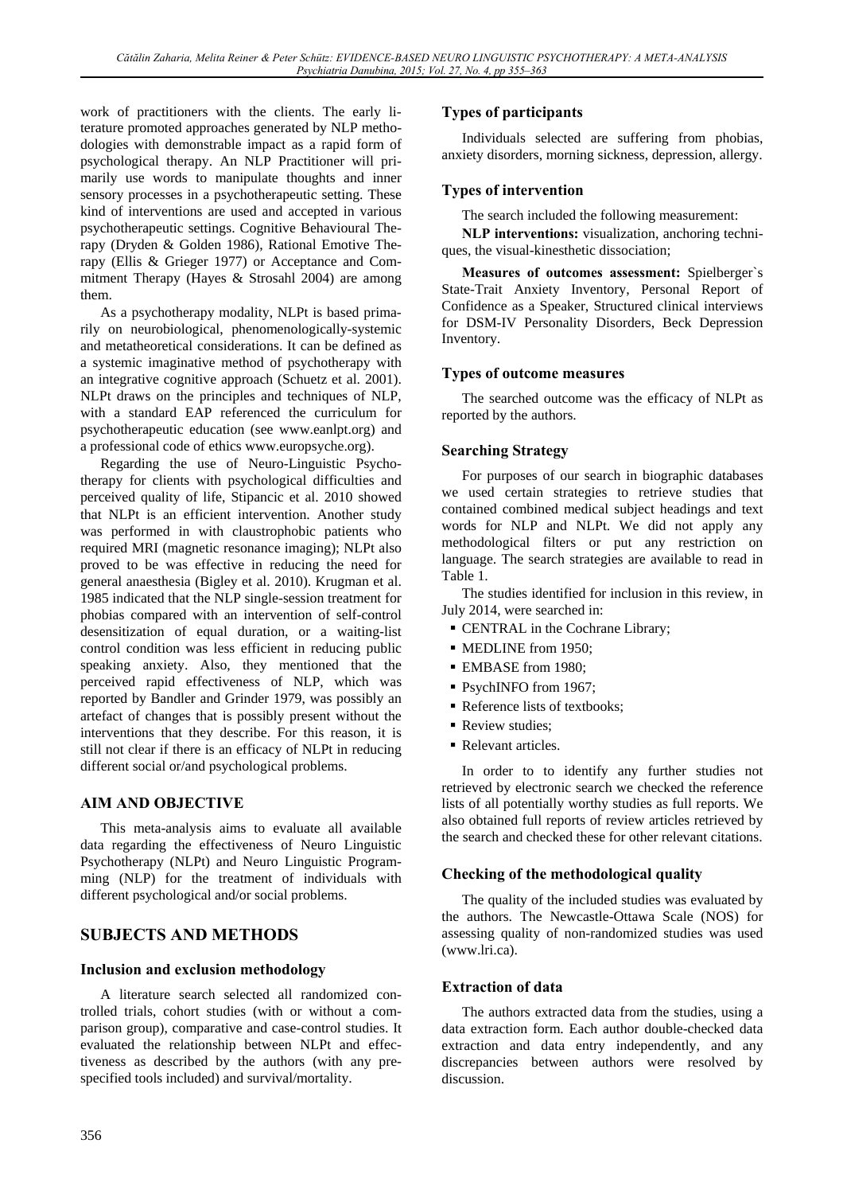work of practitioners with the clients. The early literature promoted approaches generated by NLP methodologies with demonstrable impact as a rapid form of psychological therapy. An NLP Practitioner will primarily use words to manipulate thoughts and inner sensory processes in a psychotherapeutic setting. These kind of interventions are used and accepted in various psychotherapeutic settings. Cognitive Behavioural Therapy (Dryden & Golden 1986), Rational Emotive Therapy (Ellis & Grieger 1977) or Acceptance and Commitment Therapy (Hayes & Strosahl 2004) are among them.

As a psychotherapy modality, NLPt is based primarily on neurobiological, phenomenologically-systemic and metatheoretical considerations. It can be defined as a systemic imaginative method of psychotherapy with an integrative cognitive approach (Schuetz et al. 2001). NLPt draws on the principles and techniques of NLP, with a standard EAP referenced the curriculum for psychotherapeutic education (see www.eanlpt.org) and a professional code of ethics www.europsyche.org).

Regarding the use of Neuro-Linguistic Psychotherapy for clients with psychological difficulties and perceived quality of life, Stipancic et al. 2010 showed that NLPt is an efficient intervention. Another study was performed in with claustrophobic patients who required MRI (magnetic resonance imaging); NLPt also proved to be was effective in reducing the need for general anaesthesia (Bigley et al. 2010). Krugman et al. 1985 indicated that the NLP single-session treatment for phobias compared with an intervention of self-control desensitization of equal duration, or a waiting-list control condition was less efficient in reducing public speaking anxiety. Also, they mentioned that the perceived rapid effectiveness of NLP, which was reported by Bandler and Grinder 1979, was possibly an artefact of changes that is possibly present without the interventions that they describe. For this reason, it is still not clear if there is an efficacy of NLPt in reducing different social or/and psychological problems.

## AIM AND OBJECTIVE

This meta-analysis aims to evaluate all available data regarding the effectiveness of Neuro Linguistic Psychotherapy (NLPt) and Neuro Linguistic Programming (NLP) for the treatment of individuals with different psychological and/or social problems.

## SUBJECTS AND METHODS

### Inclusion and exclusion methodology

A literature search selected all randomized controlled trials, cohort studies (with or without a comparison group), comparative and case-control studies. It evaluated the relationship between NLPt and effectiveness as described by the authors (with any prespecified tools included) and survival/mortality.

### Types of participants

Individuals selected are suffering from phobias, anxiety disorders, morning sickness, depression, allergy.

### Types of intervention

The search included the following measurement:

**NLP interventions:** visualization, anchoring techniques, the visual-kinesthetic dissociation;

**Measures of outcomes assessment:** Spielberger`s State-Trait Anxiety Inventory, Personal Report of Confidence as a Speaker, Structured clinical interviews for DSM-IV Personality Disorders, Beck Depression Inventory.

### Types of outcome measures

The searched outcome was the efficacy of NLPt as reported by the authors.

### Searching Strategy

For purposes of our search in biographic databases we used certain strategies to retrieve studies that contained combined medical subject headings and text words for NLP and NLPt. We did not apply any methodological filters or put any restriction on language. The search strategies are available to read in Table 1.

The studies identified for inclusion in this review, in July 2014, were searched in:

- CENTRAL in the Cochrane Library;
- MEDLINE from 1950;
- EMBASE from 1980;
- PsychINFO from 1967;
- Reference lists of textbooks;
- Review studies;
- Relevant articles.

In order to to identify any further studies not retrieved by electronic search we checked the reference lists of all potentially worthy studies as full reports. We also obtained full reports of review articles retrieved by the search and checked these for other relevant citations.

### Checking of the methodological quality

The quality of the included studies was evaluated by the authors. The Newcastle-Ottawa Scale (NOS) for assessing quality of non-randomized studies was used (www.lri.ca).

### Extraction of data

The authors extracted data from the studies, using a data extraction form. Each author double-checked data extraction and data entry independently, and any discrepancies between authors were resolved by discussion.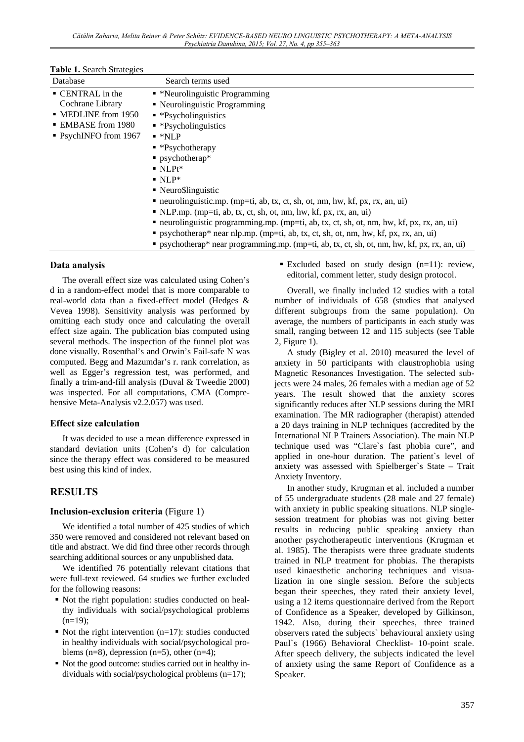**Table 1.** Search Strategies

| Database | Search terms used |
|---|---|
| ▪ CENTRAL in the Cochrane Library<br>▪ MEDLINE from 1950<br>▪ EMBASE from 1980<br>▪ PsychINFO from 1967 | ▪ *Neurolinguistic Programming<br>▪ Neurolinguistic Programming<br>▪ *Psycholinguistics<br>▪ *Psycholinguistics<br>▪ *NLP<br>▪ *Psychotherapy<br>▪ psychotherap*<br>▪ NLPt*<br>▪ NLP*<br>▪ Neuro$linguistic<br>▪ neurolinguistic.mp. (mp=ti, ab, tx, ct, sh, ot, nm, hw, kf, px, rx, an, ui)<br>▪ NLP.mp. (mp=ti, ab, tx, ct, sh, ot, nm, hw, kf, px, rx, an, ui)<br>▪ neurolinguistic programming.mp. (mp=ti, ab, tx, ct, sh, ot, nm, hw, kf, px, rx, an, ui)<br>▪ psychotherap* near nlp.mp. (mp=ti, ab, tx, ct, sh, ot, nm, hw, kf, px, rx, an, ui)<br>▪ psychotherap* near programming.mp. (mp=ti, ab, tx, ct, sh, ot, nm, hw, kf, px, rx, an, ui) |

### Data analysis

The overall effect size was calculated using Cohen's d in a random-effect model that is more comparable to real-world data than a fixed-effect model (Hedges & Vevea 1998). Sensitivity analysis was performed by omitting each study once and calculating the overall effect size again. The publication bias computed using several methods. The inspection of the funnel plot was done visually. Rosenthal's and Orwin's Fail-safe N was computed. Begg and Mazumdar's r. rank correlation, as well as Egger's regression test, was performed, and finally a trim-and-fill analysis (Duval & Tweedie 2000) was inspected. For all computations, CMA (Comprehensive Meta-Analysis v2.2.057) was used.

### Effect size calculation

It was decided to use a mean difference expressed in standard deviation units (Cohen's d) for calculation since the therapy effect was considered to be measured best using this kind of index.

## RESULTS

### Inclusion-exclusion criteria (Figure 1)

We identified a total number of 425 studies of which 350 were removed and considered not relevant based on title and abstract. We did find three other records through searching additional sources or any unpublished data.

We identified 76 potentially relevant citations that were full-text reviewed. 64 studies we further excluded for the following reasons:

- Not the right population: studies conducted on healthy individuals with social/psychological problems (n=19);
- Not the right intervention (n=17): studies conducted in healthy individuals with social/psychological problems (n=8), depression (n=5), other (n=4);
- Not the good outcome: studies carried out in healthy individuals with social/psychological problems (n=17);
- Excluded based on study design (n=11): review, editorial, comment letter, study design protocol.

Overall, we finally included 12 studies with a total number of individuals of 658 (studies that analysed different subgroups from the same population). On average, the numbers of participants in each study was small, ranging between 12 and 115 subjects (see Table 2, Figure 1).

A study (Bigley et al. 2010) measured the level of anxiety in 50 participants with claustrophobia using Magnetic Resonances Investigation. The selected subjects were 24 males, 26 females with a median age of 52 years. The result showed that the anxiety scores significantly reduces after NLP sessions during the MRI examination. The MR radiographer (therapist) attended a 20 days training in NLP techniques (accredited by the International NLP Trainers Association). The main NLP technique used was "Clare`s fast phobia cure", and applied in one-hour duration. The patient`s level of anxiety was assessed with Spielberger`s State – Trait Anxiety Inventory.

In another study, Krugman et al. included a number of 55 undergraduate students (28 male and 27 female) with anxiety in public speaking situations. NLP single-session treatment for phobias was not giving better results in reducing public speaking anxiety than another psychotherapeutic interventions (Krugman et al. 1985). The therapists were three graduate students trained in NLP treatment for phobias. The therapists used kinaesthetic anchoring techniques and visualization in one single session. Before the subjects began their speeches, they rated their anxiety level, using a 12 items questionnaire derived from the Report of Confidence as a Speaker, developed by Gilkinson, 1942. Also, during their speeches, three trained observers rated the subjects` behavioural anxiety using Paul`s (1966) Behavioral Checklist- 10-point scale. After speech delivery, the subjects indicated the level of anxiety using the same Report of Confidence as a Speaker.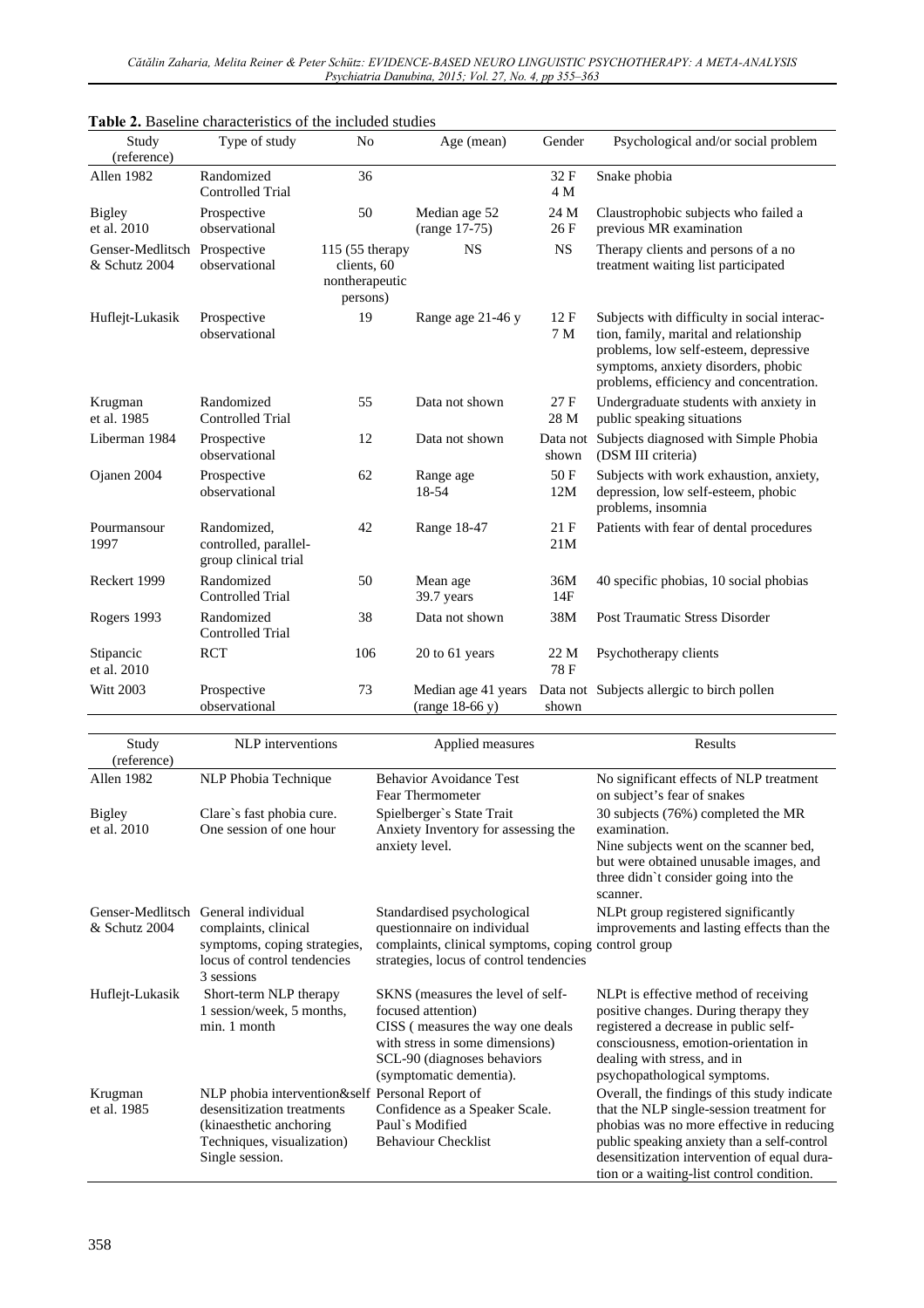**Table 2.** Baseline characteristics of the included studies

| Study (reference) | Type of study | No | Age (mean) | Gender | Psychological and/or social problem |
|---|---|---|---|---|---|
| Allen 1982 | Randomized Controlled Trial | 36 | | 32 F 4 M | Snake phobia |
| Bigley et al. 2010 | Prospective observational | 50 | Median age 52 (range 17-75) | 24 M 26 F | Claustrophobic subjects who failed a previous MR examination |
| Genser-Medlitsch & Schutz 2004 | Prospective observational | 115 (55 therapy clients, 60 nontherapeutic persons) | NS | NS | Therapy clients and persons of a no treatment waiting list participated |
| Huflejt-Lukasik | Prospective observational | 19 | Range age 21-46 y | 12 F 7 M | Subjects with difficulty in social interaction, family, marital and relationship problems, low self-esteem, depressive symptoms, anxiety disorders, phobic problems, efficiency and concentration. |
| Krugman et al. 1985 | Randomized Controlled Trial | 55 | Data not shown | 27 F 28 M | Undergraduate students with anxiety in public speaking situations |
| Liberman 1984 | Prospective observational | 12 | Data not shown | Data not shown | Subjects diagnosed with Simple Phobia (DSM III criteria) |
| Ojanen 2004 | Prospective observational | 62 | Range age 18-54 | 50 F 12M | Subjects with work exhaustion, anxiety, depression, low self-esteem, phobic problems, insomnia |
| Pourmansour 1997 | Randomized, controlled, parallel-group clinical trial | 42 | Range 18-47 | 21 F 21M | Patients with fear of dental procedures |
| Reckert 1999 | Randomized Controlled Trial | 50 | Mean age 39.7 years | 36M 14F | 40 specific phobias, 10 social phobias |
| Rogers 1993 | Randomized Controlled Trial | 38 | Data not shown | 38M | Post Traumatic Stress Disorder |
| Stipancic et al. 2010 | RCT | 106 | 20 to 61 years | 22 M 78 F | Psychotherapy clients |
| Witt 2003 | Prospective observational | 73 | Median age 41 years (range 18-66 y) | Data not shown | Subjects allergic to birch pollen |

| Study (reference) | NLP interventions | Applied measures | Results |
|---|---|---|---|
| Allen 1982 | NLP Phobia Technique | Behavior Avoidance Test Fear Thermometer | No significant effects of NLP treatment on subject's fear of snakes |
| Bigley et al. 2010 | Clare`s fast phobia cure. One session of one hour | Spielberger`s State Trait Anxiety Inventory for assessing the anxiety level. | 30 subjects (76%) completed the MR examination. Nine subjects went on the scanner bed, but were obtained unusable images, and three didn`t consider going into the scanner. |
| Genser-Medlitsch & Schutz 2004 | General individual complaints, clinical symptoms, coping strategies, locus of control tendencies 3 sessions | Standardised psychological questionnaire on individual complaints, clinical symptoms, coping strategies, locus of control tendencies | NLPt group registered significantly improvements and lasting effects than the control group |
| Huflejt-Lukasik | Short-term NLP therapy 1 session/week, 5 months, min. 1 month | SKNS (measures the level of self-focused attention) CISS ( measures the way one deals with stress in some dimensions) SCL-90 (diagnoses behaviors (symptomatic dementia). | NLPt is effective method of receiving positive changes. During therapy they registered a decrease in public self-consciousness, emotion-orientation in dealing with stress, and in psychopathological symptoms. |
| Krugman et al. 1985 | NLP phobia intervention&self desensitization treatments (kinaesthetic anchoring Techniques, visualization) Single session. | Personal Report of Confidence as a Speaker Scale. Paul`s Modified Behaviour Checklist | Overall, the findings of this study indicate that the NLP single-session treatment for phobias was no more effective in reducing public speaking anxiety than a self-control desensitization intervention of equal duration or a waiting-list control condition. |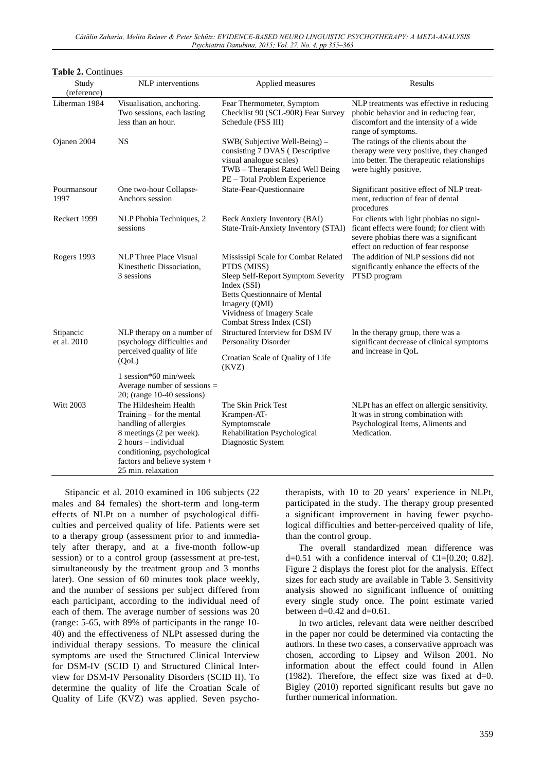**Table 2.** Continues

| Study (reference) | NLP interventions | Applied measures | Results |
|---|---|---|---|
| Liberman 1984 | Visualisation, anchoring. Two sessions, each lasting less than an hour. | Fear Thermometer, Symptom Checklist 90 (SCL-90R) Fear Survey Schedule (FSS III) | NLP treatments was effective in reducing phobic behavior and in reducing fear, discomfort and the intensity of a wide range of symptoms. |
| Ojanen 2004 | NS | SWB( Subjective Well-Being) – consisting 7 DVAS ( Descriptive visual analogue scales) TWB – Therapist Rated Well Being PE – Total Problem Experience | The ratings of the clients about the therapy were very positive, they changed into better. The therapeutic relationships were highly positive. |
| Pourmansour 1997 | One two-hour Collapse-Anchors session | State-Fear-Questionnaire | Significant positive effect of NLP treatment, reduction of fear of dental procedures |
| Reckert 1999 | NLP Phobia Techniques, 2 sessions | Beck Anxiety Inventory (BAI) State-Trait-Anxiety Inventory (STAI) | For clients with light phobias no significant effects were found; for client with severe phobias there was a significant effect on reduction of fear response |
| Rogers 1993 | NLP Three Place Visual Kinesthetic Dissociation, 3 sessions | Mississipi Scale for Combat Related PTDS (MISS) Sleep Self-Report Symptom Severity Index (SSI) Betts Questionnaire of Mental Imagery (QMI) Vividness of Imagery Scale Combat Stress Index (CSI) | The addition of NLP sessions did not significantly enhance the effects of the PTSD program |
| Stipancic et al. 2010 | NLP therapy on a number of psychology difficulties and perceived quality of life (QoL) 1 session*60 min/week Average number of sessions = 20; (range 10-40 sessions) | Structured Interview for DSM IV Personality Disorder Croatian Scale of Quality of Life (KVZ) | In the therapy group, there was a significant decrease of clinical symptoms and increase in QoL |
| Witt 2003 | The Hildesheim Health Training – for the mental handling of allergies 8 meetings (2 per week). 2 hours – individual conditioning, psychological factors and believe system + 25 min. relaxation | The Skin Prick Test Krampen-AT-Symptomscale Rehabilitation Psychological Diagnostic System | NLPt has an effect on allergic sensitivity. It was in strong combination with Psychological Items, Aliments and Medication. |

Stipancic et al. 2010 examined in 106 subjects (22 males and 84 females) the short-term and long-term effects of NLPt on a number of psychological difficulties and perceived quality of life. Patients were set to a therapy group (assessment prior to and immediately after therapy, and at a five-month follow-up session) or to a control group (assessment at pre-test, simultaneously by the treatment group and 3 months later). One session of 60 minutes took place weekly, and the number of sessions per subject differed from each participant, according to the individual need of each of them. The average number of sessions was 20 (range: 5-65, with 89% of participants in the range 10-40) and the effectiveness of NLPt assessed during the individual therapy sessions. To measure the clinical symptoms are used the Structured Clinical Interview for DSM-IV (SCID I) and Structured Clinical Interview for DSM-IV Personality Disorders (SCID II). To determine the quality of life the Croatian Scale of Quality of Life (KVZ) was applied. Seven psychotherapists, with 10 to 20 years' experience in NLPt, participated in the study. The therapy group presented a significant improvement in having fewer psychological difficulties and better-perceived quality of life, than the control group.

The overall standardized mean difference was $d=0.51$ with a confidence interval of CI=[0.20; 0.82]. Figure 2 displays the forest plot for the analysis. Effect sizes for each study are available in Table 3. Sensitivity analysis showed no significant influence of omitting every single study once. The point estimate varied between $d=0.42$ and $d=0.61$.

In two articles, relevant data were neither described in the paper nor could be determined via contacting the authors. In these two cases, a conservative approach was chosen, according to Lipsey and Wilson 2001. No information about the effect could found in Allen (1982). Therefore, the effect size was fixed at $d=0$. Bigley (2010) reported significant results but gave no further numerical information.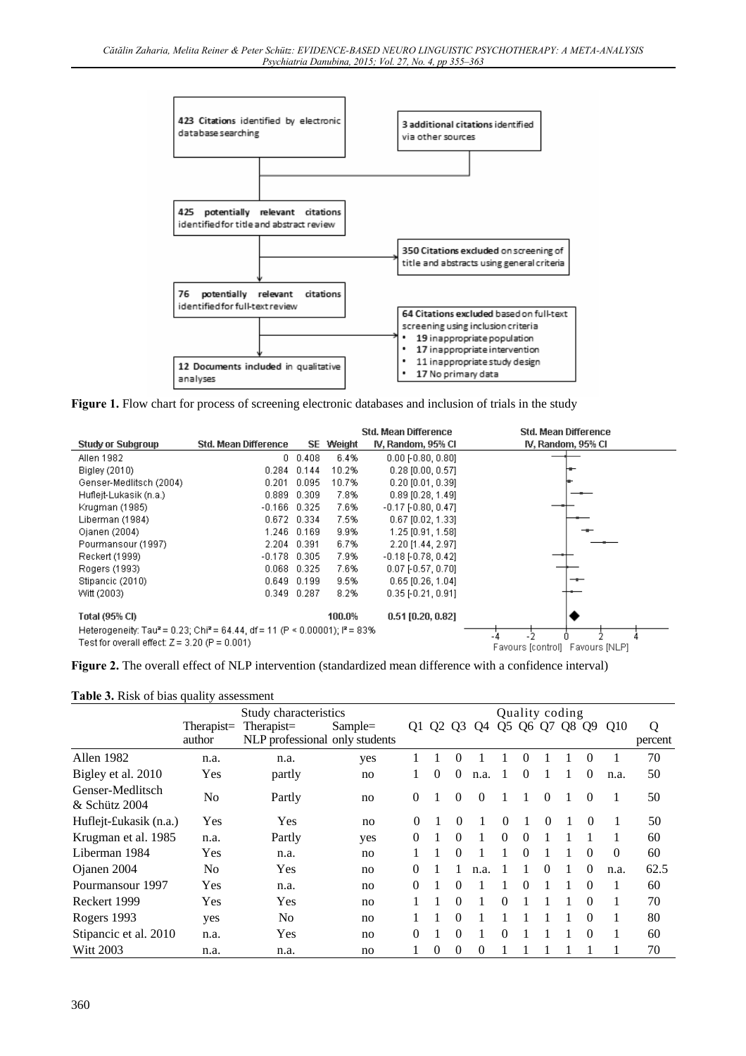423 **Citations** identified by electronic database searching

3 **additional citations** identified via other sources

425 **potentially relevant citations** identified for title and abstract review

350 **Citations excluded** on screening of title and abstracts using general criteria

76 **potentially relevant citations** identified for full-text review

64 **Citations excluded** based on full-text screening using inclusion criteria
- **19** inappropriate population
- **17** inappropriate intervention
- **11** inappropriate study design
- **17** No primary data

12 **Documents included** in qualitative analyses

**Figure 1.** Flow chart for process of screening electronic databases and inclusion of trials in the study

| Study or Subgroup | Std. Mean Difference | SE | Weight | Std. Mean Difference IV, Random, 95% CI |
|---|---|---|---|---|
| Allen 1982 | 0 | 0.408 | 6.4% | 0.00 [-0.80, 0.80] |
| Bigley (2010) | 0.284 | 0.144 | 10.2% | 0.28 [0.00, 0.57] |
| Genser-Medlitsch (2004) | 0.201 | 0.095 | 10.7% | 0.20 [0.01, 0.39] |
| Huflejt-Lukasik (n.a.) | 0.889 | 0.309 | 7.8% | 0.89 [0.28, 1.49] |
| Krugman (1985) | -0.166 | 0.325 | 7.6% | -0.17 [-0.80, 0.47] |
| Liberman (1984) | 0.672 | 0.334 | 7.5% | 0.67 [0.02, 1.33] |
| Ojanen (2004) | 1.246 | 0.169 | 9.9% | 1.25 [0.91, 1.58] |
| Pourmansour (1997) | 2.204 | 0.391 | 6.7% | 2.20 [1.44, 2.97] |
| Reckert (1999) | -0.178 | 0.305 | 7.9% | -0.18 [-0.78, 0.42] |
| Rogers (1993) | 0.068 | 0.325 | 7.6% | 0.07 [-0.57, 0.70] |
| Stipancic (2010) | 0.649 | 0.199 | 9.5% | 0.65 [0.26, 1.04] |
| Witt (2003) | 0.349 | 0.287 | 8.2% | 0.35 [-0.21, 0.91] |
| **Total (95% CI)** | | | **100.0%** | **0.51 [0.20, 0.82]** |

Heterogeneity: $Tau^2 = 0.23$; $Chi^2 = 64.44$, $df = 11$ ($P < 0.00001$); $I^2 = 83\%$
Test for overall effect: $Z = 3.20$ ($P = 0.001$)

Favours [control] Favours [NLP]

**Figure 2.** The overall effect of NLP intervention (standardized mean difference with a confidence interval)

**Table 3.** Risk of bias quality assessment

| | Study characteristics | | | Quality coding | | | | | | | | | | |
|---|---|---|---|---|---|---|---|---|---|---|---|---|---|---|
| | Therapist= author | Therapist= NLP professional | Sample= only students | Q1 | Q2 | Q3 | Q4 | Q5 | Q6 | Q7 | Q8 | Q9 | Q10 | Q percent |
| Allen 1982 | n.a. | n.a. | yes | 1 | 1 | 0 | 1 | 1 | 0 | 1 | 1 | 0 | 1 | 70 |
| Bigley et al. 2010 | Yes | partly | no | 1 | 0 | 0 | n.a. | 1 | 0 | 1 | 1 | 0 | n.a. | 50 |
| Genser-Medlitsch & Schütz 2004 | No | Partly | no | 0 | 1 | 0 | 0 | 1 | 1 | 0 | 1 | 0 | 1 | 50 |
| Huflejt-Łukasik (n.a.) | Yes | Yes | no | 0 | 1 | 0 | 1 | 0 | 1 | 0 | 1 | 0 | 1 | 50 |
| Krugman et al. 1985 | n.a. | Partly | yes | 0 | 1 | 0 | 1 | 0 | 0 | 1 | 1 | 1 | 1 | 60 |
| Liberman 1984 | Yes | n.a. | no | 1 | 1 | 0 | 1 | 1 | 0 | 1 | 1 | 0 | 0 | 60 |
| Ojanen 2004 | No | Yes | no | 0 | 1 | 1 | n.a. | 1 | 1 | 0 | 1 | 0 | n.a. | 62.5 |
| Pourmansour 1997 | Yes | n.a. | no | 0 | 1 | 0 | 1 | 1 | 0 | 1 | 1 | 0 | 1 | 60 |
| Reckert 1999 | Yes | Yes | no | 1 | 1 | 0 | 1 | 0 | 1 | 1 | 1 | 0 | 1 | 70 |
| Rogers 1993 | yes | No | no | 1 | 1 | 0 | 1 | 1 | 1 | 1 | 1 | 0 | 1 | 80 |
| Stipancic et al. 2010 | n.a. | Yes | no | 0 | 1 | 0 | 1 | 0 | 1 | 1 | 1 | 0 | 1 | 60 |
| Witt 2003 | n.a. | n.a. | no | 1 | 0 | 0 | 0 | 1 | 1 | 1 | 1 | 1 | 1 | 70 |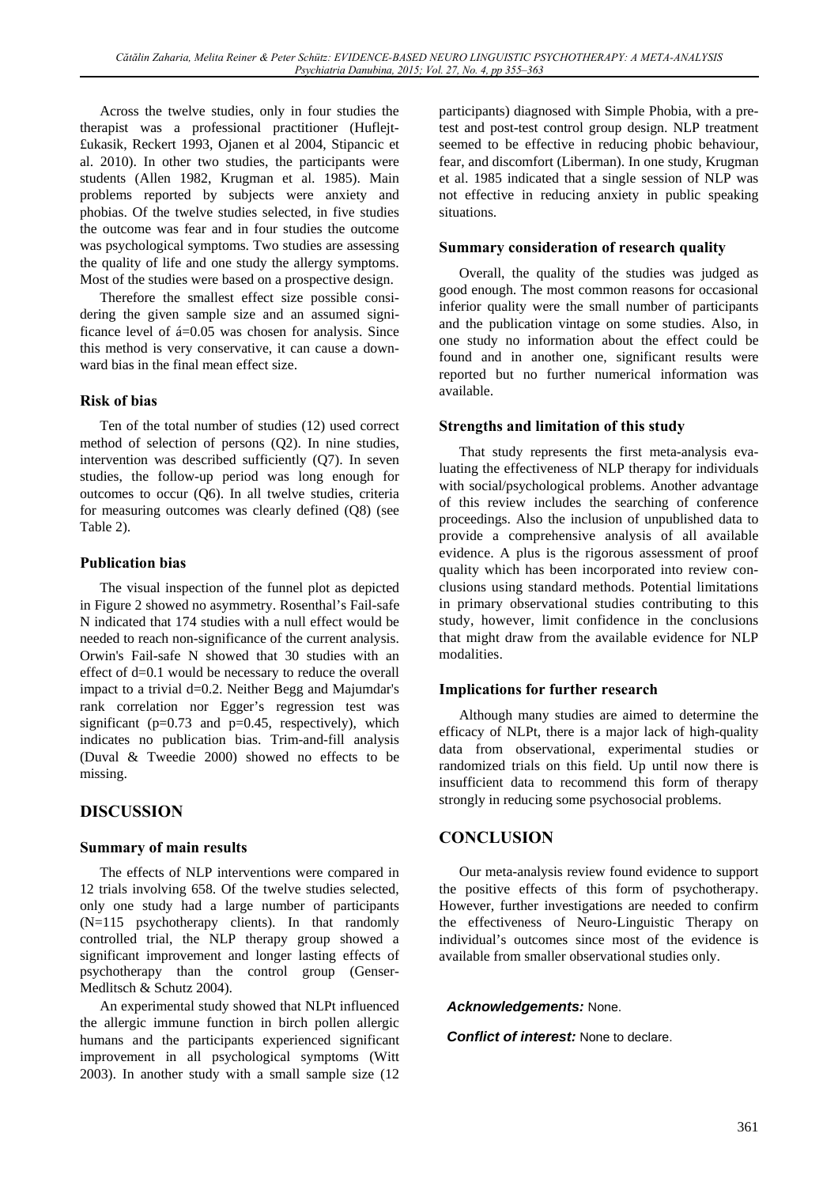Across the twelve studies, only in four studies the therapist was a professional practitioner (Huflejt-£ukasik, Reckert 1993, Ojanen et al 2004, Stipancic et al. 2010). In other two studies, the participants were students (Allen 1982, Krugman et al. 1985). Main problems reported by subjects were anxiety and phobias. Of the twelve studies selected, in five studies the outcome was fear and in four studies the outcome was psychological symptoms. Two studies are assessing the quality of life and one study the allergy symptoms. Most of the studies were based on a prospective design.

Therefore the smallest effect size possible considering the given sample size and an assumed significance level of á=0.05 was chosen for analysis. Since this method is very conservative, it can cause a downward bias in the final mean effect size.

### Risk of bias

Ten of the total number of studies (12) used correct method of selection of persons (Q2). In nine studies, intervention was described sufficiently (Q7). In seven studies, the follow-up period was long enough for outcomes to occur (Q6). In all twelve studies, criteria for measuring outcomes was clearly defined (Q8) (see Table 2).

### Publication bias

The visual inspection of the funnel plot as depicted in Figure 2 showed no asymmetry. Rosenthal's Fail-safe N indicated that 174 studies with a null effect would be needed to reach non-significance of the current analysis. Orwin's Fail-safe N showed that 30 studies with an effect of d=0.1 would be necessary to reduce the overall impact to a trivial d=0.2. Neither Begg and Majumdar's rank correlation nor Egger's regression test was significant (p=0.73 and p=0.45, respectively), which indicates no publication bias. Trim-and-fill analysis (Duval & Tweedie 2000) showed no effects to be missing.

## DISCUSSION

### Summary of main results

The effects of NLP interventions were compared in 12 trials involving 658. Of the twelve studies selected, only one study had a large number of participants (N=115 psychotherapy clients). In that randomly controlled trial, the NLP therapy group showed a significant improvement and longer lasting effects of psychotherapy than the control group (Genser-Medlitsch & Schutz 2004).

An experimental study showed that NLPt influenced the allergic immune function in birch pollen allergic humans and the participants experienced significant improvement in all psychological symptoms (Witt 2003). In another study with a small sample size (12 participants) diagnosed with Simple Phobia, with a pre-test and post-test control group design. NLP treatment seemed to be effective in reducing phobic behaviour, fear, and discomfort (Liberman). In one study, Krugman et al. 1985 indicated that a single session of NLP was not effective in reducing anxiety in public speaking situations.

### Summary consideration of research quality

Overall, the quality of the studies was judged as good enough. The most common reasons for occasional inferior quality were the small number of participants and the publication vintage on some studies. Also, in one study no information about the effect could be found and in another one, significant results were reported but no further numerical information was available.

### Strengths and limitation of this study

That study represents the first meta-analysis evaluating the effectiveness of NLP therapy for individuals with social/psychological problems. Another advantage of this review includes the searching of conference proceedings. Also the inclusion of unpublished data to provide a comprehensive analysis of all available evidence. A plus is the rigorous assessment of proof quality which has been incorporated into review conclusions using standard methods. Potential limitations in primary observational studies contributing to this study, however, limit confidence in the conclusions that might draw from the available evidence for NLP modalities.

### Implications for further research

Although many studies are aimed to determine the efficacy of NLPt, there is a major lack of high-quality data from observational, experimental studies or randomized trials on this field. Up until now there is insufficient data to recommend this form of therapy strongly in reducing some psychosocial problems.

## CONCLUSION

Our meta-analysis review found evidence to support the positive effects of this form of psychotherapy. However, further investigations are needed to confirm the effectiveness of Neuro-Linguistic Therapy on individual's outcomes since most of the evidence is available from smaller observational studies only.

***Acknowledgements:*** None.

***Conflict of interest:*** None to declare.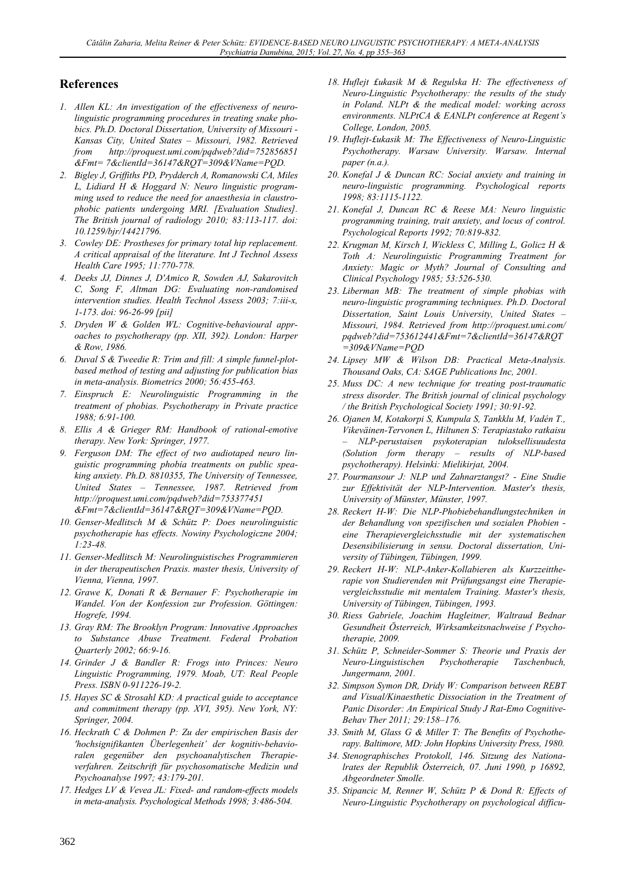## References

1. Allen KL: An investigation of the effectiveness of neurolinguistic programming procedures in treating snake phobics. Ph.D. Doctoral Dissertation, University of Missouri - Kansas City, United States – Missouri, 1982. Retrieved from http://proquest.umi.com/pqdweb?did=752856851&Fmt= 7&clientId=36147&RQT=309&VName=PQD.
2. Bigley J, Griffiths PD, Prydderch A, Romanowski CA, Miles L, Lidiard H & Hoggard N: Neuro linguistic programming used to reduce the need for anaesthesia in claustrophobic patients undergoing MRI. [Evaluation Studies]. The British journal of radiology 2010; 83:113-117. doi: 10.1259/bjr/14421796.
3. Cowley DE: Prostheses for primary total hip replacement. A critical appraisal of the literature. Int J Technol Assess Health Care 1995; 11:770-778.
4. Deeks JJ, Dinnes J, D'Amico R, Sowden AJ, Sakarovitch C, Song F, Altman DG: Evaluating non-randomised intervention studies. Health Technol Assess 2003; 7:iii-x, 1-173. doi: 96-26-99 [pii]
5. Dryden W & Golden WL: Cognitive-behavioural approaches to psychotherapy (pp. XII, 392). London: Harper & Row, 1986.
6. Duval S & Tweedie R: Trim and fill: A simple funnel-plot-based method of testing and adjusting for publication bias in meta-analysis. Biometrics 2000; 56:455-463.
7. Einspruch E: Neurolinguistic Programming in the treatment of phobias. Psychotherapy in Private practice 1988; 6:91-100.
8. Ellis A & Grieger RM: Handbook of rational-emotive therapy. New York: Springer, 1977.
9. Ferguson DM: The effect of two audiotaped neuro linguistic programming phobia treatments on public speaking anxiety. Ph.D. 8810355, The University of Tennessee, United States – Tennessee, 1987. Retrieved from http://proquest.umi.com/pqdweb?did=753377451&Fmt=7&clientId=36147&RQT=309&VName=PQD.
10. Genser-Medlitsch M & Schütz P: Does neurolinguistic psychotherapie has effects. Nowiny Psychologiczne 2004; 1:23-48.
11. Genser-Medlitsch M: Neurolinguistisches Programmieren in der therapeutischen Praxis. master thesis, University of Vienna, Vienna, 1997.
12. Grawe K, Donati R & Bernauer F: Psychotherapie im Wandel. Von der Konfession zur Profession. Göttingen: Hogrefe, 1994.
13. Gray RM: The Brooklyn Program: Innovative Approaches to Substance Abuse Treatment. Federal Probation Quarterly 2002; 66:9-16.
14. Grinder J & Bandler R: Frogs into Princes: Neuro Linguistic Programming, 1979. Moab, UT: Real People Press. ISBN 0-911226-19-2.
15. Hayes SC & Strosahl KD: A practical guide to acceptance and commitment therapy (pp. XVI, 395). New York, NY: Springer, 2004.
16. Heckrath C & Dohmen P: Zu der empirischen Basis der 'hochsignifikanten Überlegenheit' der kognitiv-behavioralen gegenüber den psychoanalytischen Therapieverfahren. Zeitschrift für psychosomatische Medizin und Psychoanalyse 1997; 43:179-201.
17. Hedges LV & Vevea JL: Fixed- and random-effects models in meta-analysis. Psychological Methods 1998; 3:486-504.
18. Huflejt Łukasik M & Regulska H: The effectiveness of Neuro-Linguistic Psychotherapy: the results of the study in Poland. NLPt & the medical model: working across environments. NLPtCA & EANLPt conference at Regent's College, London, 2005.
19. Huflejt-Łukasik M: The Effectiveness of Neuro-Linguistic Psychotherapy. Warsaw University. Warsaw. Internal paper (n.a.).
20. Konefal J & Duncan RC: Social anxiety and training in neuro-linguistic programming. Psychological reports 1998; 83:1115-1122.
21. Konefal J, Duncan RC & Reese MA: Neuro linguistic programming training, trait anxiety, and locus of control. Psychological Reports 1992; 70:819-832.
22. Krugman M, Kirsch I, Wickless C, Milling L, Golicz H & Toth A: Neurolinguistic Programming Treatment for Anxiety: Magic or Myth? Journal of Consulting and Clinical Psychology 1985; 53:526-530.
23. Liberman MB: The treatment of simple phobias with neuro-linguistic programming techniques. Ph.D. Doctoral Dissertation, Saint Louis University, United States – Missouri, 1984. Retrieved from http://proquest.umi.com/pqdweb?did=753612441&Fmt=7&clientId=36147&RQT=309&VName=PQD
24. Lipsey MW & Wilson DB: Practical Meta-Analysis. Thousand Oaks, CA: SAGE Publications Inc, 2001.
25. Muss DC: A new technique for treating post-traumatic stress disorder. The British journal of clinical psychology / the British Psychological Society 1991; 30:91-92.
26. Ojanen M, Kotakorpi S, Kumpula S, Tankklu M, Vadén T., Vikeväinen-Tervonen L, Hiltunen S: Terapiastako ratkaisu – NLP-perustaisen psykoterapian tuloksellisuudesta (Solution form therapy – results of NLP-based psychotherapy). Helsinki: Mielikirjat, 2004.
27. Pourmansour J: NLP und Zahnarztangst? - Eine Studie zur Effektivität der NLP-Intervention. Master's thesis, University of Münster, Münster, 1997.
28. Reckert H-W: Die NLP-Phobiebehandlungstechniken in der Behandlung von spezifischen und sozialen Phobien - eine Therapievergleichsstudie mit der systematischen Desensibilisierung in sensu. Doctoral dissertation, University of Tübingen, Tübingen, 1999.
29. Reckert H-W: NLP-Anker-Kollabieren als Kurzzeittherapie von Studierenden mit Prüfungsangst eine Therapievergleichsstudie mit mentalem Training. Master's thesis, University of Tübingen, Tübingen, 1993.
30. Riess Gabriele, Joachim Hagleitner, Waltraud Bednar Gesundheit Österreich, Wirksamkeitsnachweise f Psychotherapie, 2009.
31. Schütz P, Schneider-Sommer S: Theorie und Praxis der Neuro-Linguistischen Psychotherapie Taschenbuch, Jungermann, 2001.
32. Simpson Symon DR, Dridy W: Comparison between REBT and Visual/Kinaesthetic Dissociation in the Treatment of Panic Disorder: An Empirical Study J Rat-Emo Cognitive-Behav Ther 2011; 29:158–176.
33. Smith M, Glass G & Miller T: The Benefits of Psychotherapy. Baltimore, MD: John Hopkins University Press, 1980.
34. Stenographisches Protokoll, 146. Sitzung des Nationalrates der Republik Österreich, 07. Juni 1990, p 16892, Abgeordneter Smolle.
35. Stipancic M, Renner W, Schütz P & Dond R: Effects of Neuro-Linguistic Psychotherapy on psychological difficu-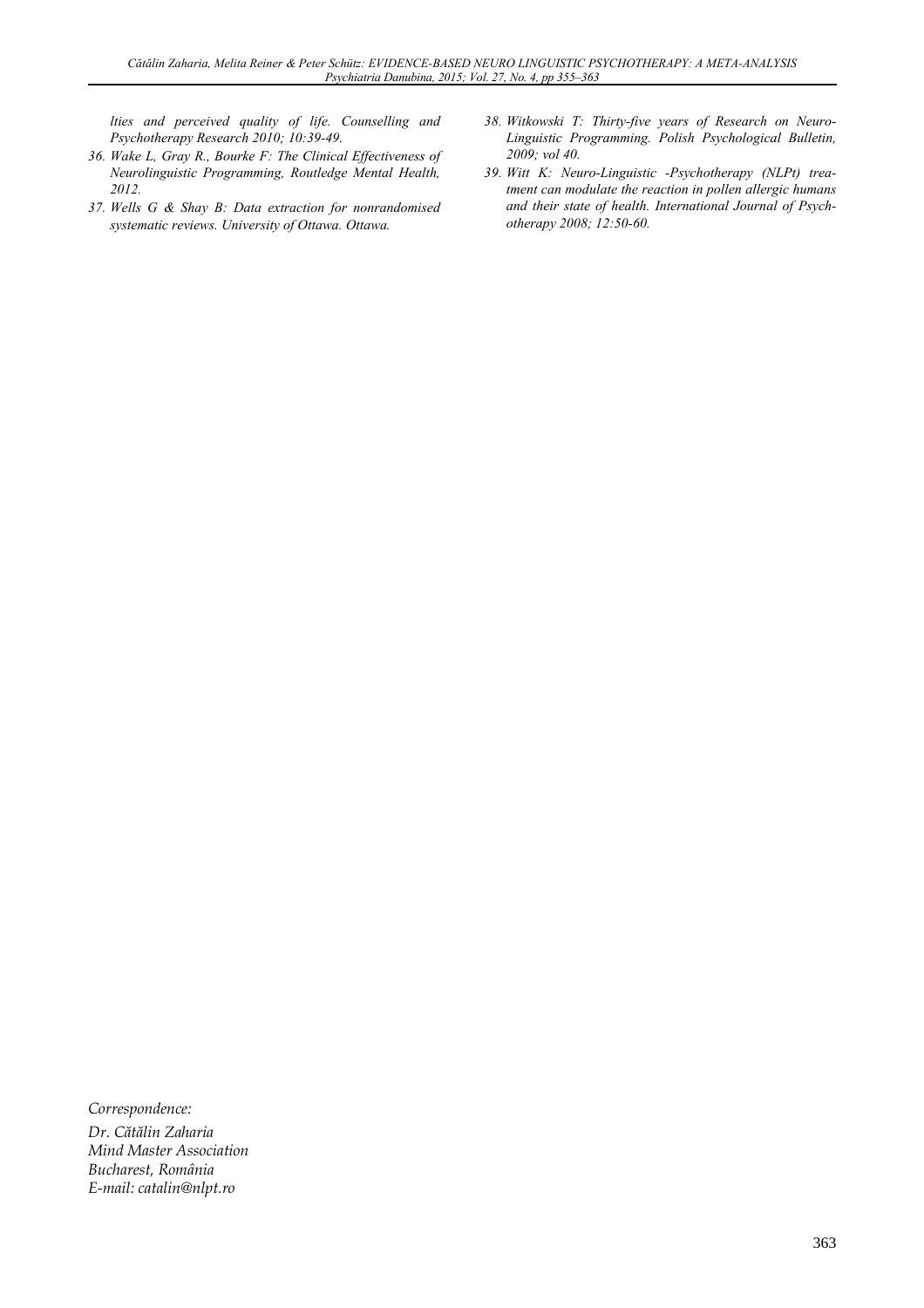*lties and perceived quality of life. Counselling and Psychotherapy Research 2010; 10:39-49.*

36. *Wake L, Gray R., Bourke F: The Clinical Effectiveness of Neurolinguistic Programming, Routledge Mental Health, 2012.*
37. *Wells G & Shay B: Data extraction for nonrandomised systematic reviews. University of Ottawa. Ottawa.*
38. *Witkowski T: Thirty-five years of Research on Neuro-Linguistic Programming. Polish Psychological Bulletin, 2009; vol 40.*
39. *Witt K: Neuro-Linguistic -Psychotherapy (NLPt) treatment can modulate the reaction in pollen allergic humans and their state of health. International Journal of Psychotherapy 2008; 12:50-60.*

*Correspondence:*
*Dr. Cătălin Zaharia*
*Mind Master Association*
*Bucharest, România*
*E-mail: catalin@nlpt.ro*